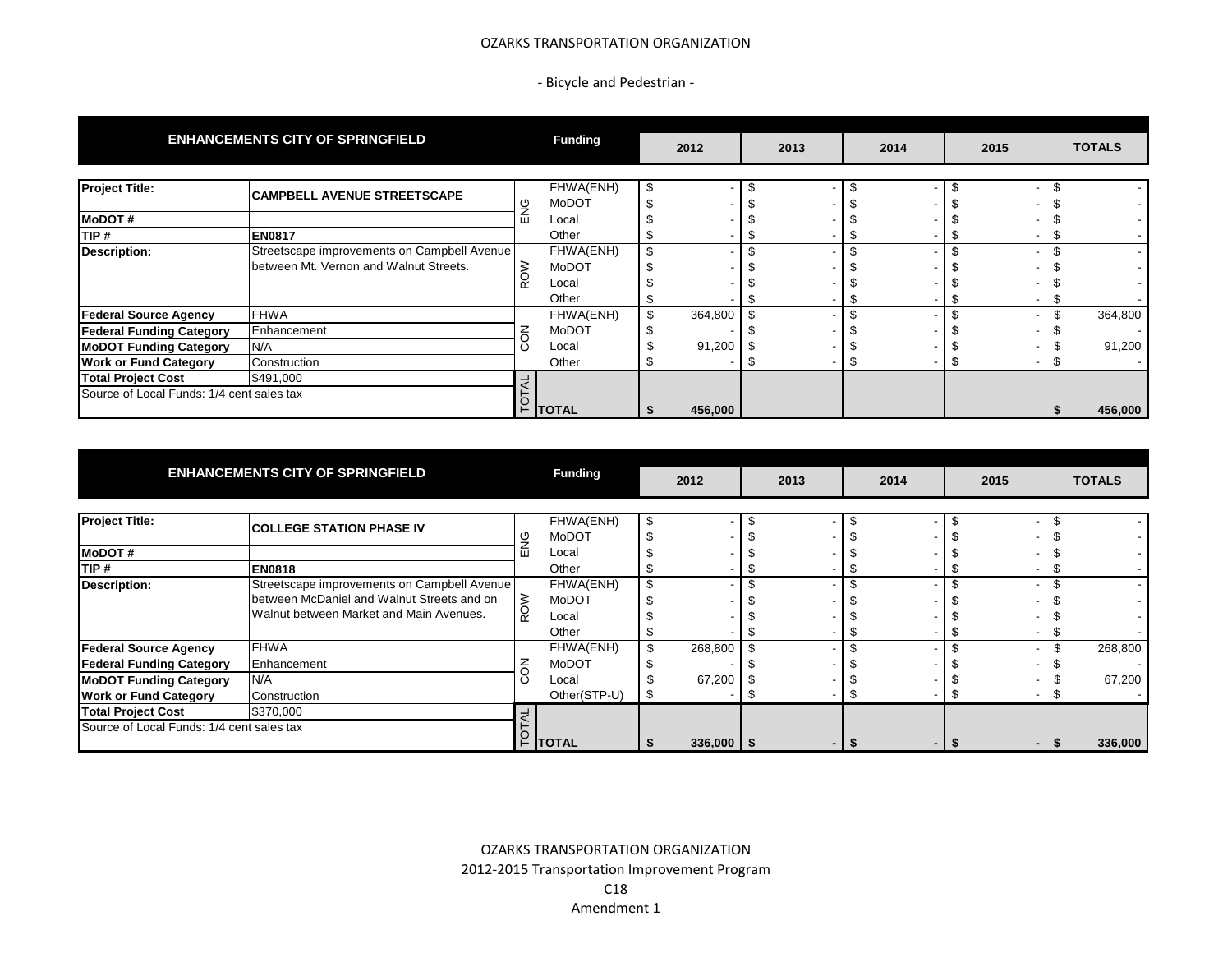# OZARKS TRANSPORTATION ORGANIZATION

## - Bicycle and Pedestrian -

| ENHANCEMENTS CITY OF SPRINGFIELD | | | Funding | 2012 | 2013 | 2014 | 2015 | TOTALS |
|---|---|---|---|---|---|---|---|---|
| **Project Title:** | **CAMPBELL AVENUE STREETSCAPE** | ENG | FHWA(ENH) | $ - | $ - | $ - | $ - | $ - |
| | | | MoDOT | $ - | $ - | $ - | $ - | $ - |
| **MoDOT #** | | | Local | $ - | $ - | $ - | $ - | $ - |
| **TIP #** | **EN0817** | | Other | $ - | $ - | $ - | $ - | $ - |
| **Description:** | Streetscape improvements on Campbell Avenue between Mt. Vernon and Walnut Streets. | ROW | FHWA(ENH) | $ - | $ - | $ - | $ - | $ - |
| | | | MoDOT | $ - | $ - | $ - | $ - | $ - |
| | | | Local | $ - | $ - | $ - | $ - | $ - |
| | | | Other | $ - | $ - | $ - | $ - | $ - |
| **Federal Source Agency** | FHWA | CON | FHWA(ENH) | $ 364,800 | $ - | $ - | $ - | $ 364,800 |
| **Federal Funding Category** | Enhancement | | MoDOT | $ - | $ - | $ - | $ - | $ - |
| **MoDOT Funding Category** | N/A | | Local | $ 91,200 | $ - | $ - | $ - | $ 91,200 |
| **Work or Fund Category** | Construction | | Other | $ - | $ - | $ - | $ - | $ - |
| **Total Project Cost** | $491,000 | TOTAL | | | | | | |
| Source of Local Funds: 1/4 cent sales tax | | | **TOTAL** | **$ 456,000** | | | | **$ 456,000** |

| ENHANCEMENTS CITY OF SPRINGFIELD | | | Funding | 2012 | 2013 | 2014 | 2015 | TOTALS |
|---|---|---|---|---|---|---|---|---|
| **Project Title:** | **COLLEGE STATION PHASE IV** | ENG | FHWA(ENH) | $ - | $ - | $ - | $ - | $ - |
| | | | MoDOT | $ - | $ - | $ - | $ - | $ - |
| **MoDOT #** | | | Local | $ - | $ - | $ - | $ - | $ - |
| **TIP #** | **EN0818** | | Other | $ - | $ - | $ - | $ - | $ - |
| **Description:** | Streetscape improvements on Campbell Avenue between McDaniel and Walnut Streets and on Walnut between Market and Main Avenues. | ROW | FHWA(ENH) | $ - | $ - | $ - | $ - | $ - |
| | | | MoDOT | $ - | $ - | $ - | $ - | $ - |
| | | | Local | $ - | $ - | $ - | $ - | $ - |
| | | | Other | $ - | $ - | $ - | $ - | $ - |
| **Federal Source Agency** | FHWA | CON | FHWA(ENH) | $ 268,800 | $ - | $ - | $ - | $ 268,800 |
| **Federal Funding Category** | Enhancement | | MoDOT | $ - | $ - | $ - | $ - | $ - |
| **MoDOT Funding Category** | N/A | | Local | $ 67,200 | $ - | $ - | $ - | $ 67,200 |
| **Work or Fund Category** | Construction | | Other(STP-U) | $ - | $ - | $ - | $ - | $ - |
| **Total Project Cost** | $370,000 | TOTAL | | | | | | |
| Source of Local Funds: 1/4 cent sales tax | | | **TOTAL** | **$ 336,000** | **$ -** | **$ -** | **$ -** | **$ 336,000** |

OZARKS TRANSPORTATION ORGANIZATION
2012-2015 Transportation Improvement Program
C18
Amendment 1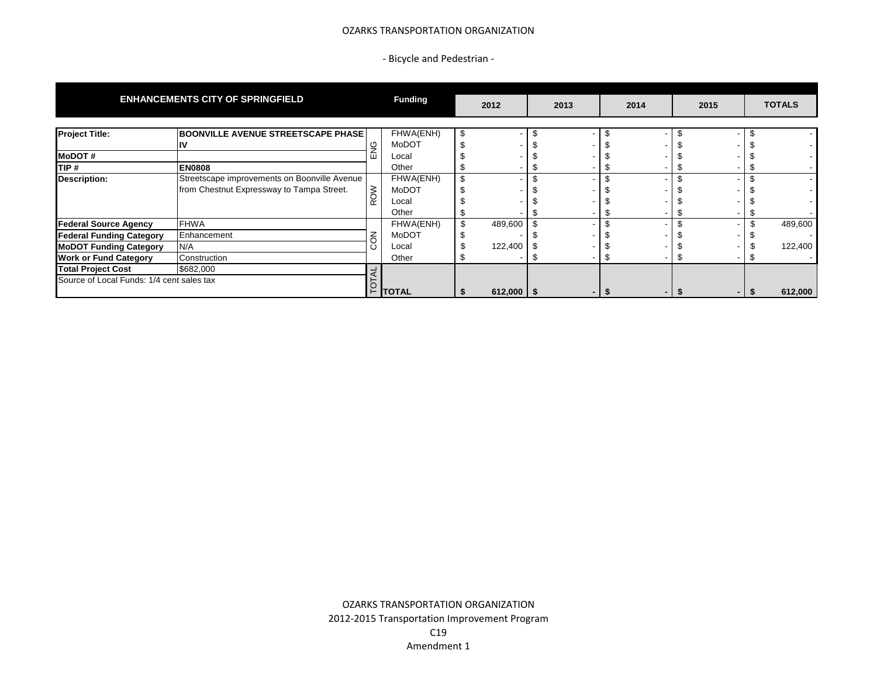OZARKS TRANSPORTATION ORGANIZATION

- Bicycle and Pedestrian -

| ENHANCEMENTS CITY OF SPRINGFIELD | | | Funding | 2012 | 2013 | 2014 | 2015 | TOTALS |
|---|---|---|---|---|---|---|---|---|
| **Project Title:** | **BOONVILLE AVENUE STREETSCAPE PHASE IV** | ENG | FHWA(ENH) | $ - | $ - | $ - | $ - | $ - |
| | | | MoDOT | $ - | $ - | $ - | $ - | $ - |
| **MoDOT #** | | | Local | $ - | $ - | $ - | $ - | $ - |
| **TIP #** | **EN0808** | | Other | $ - | $ - | $ - | $ - | $ - |
| **Description:** | Streetscape improvements on Boonville Avenue from Chestnut Expressway to Tampa Street. | ROW | FHWA(ENH) | $ - | $ - | $ - | $ - | $ - |
| | | | MoDOT | $ - | $ - | $ - | $ - | $ - |
| | | | Local | $ - | $ - | $ - | $ - | $ - |
| | | | Other | $ - | $ - | $ - | $ - | $ - |
| **Federal Source Agency** | FHWA | CON | FHWA(ENH) | $ 489,600 | $ - | $ - | $ - | $ 489,600 |
| **Federal Funding Category** | Enhancement | | MoDOT | $ - | $ - | $ - | $ - | $ - |
| **MoDOT Funding Category** | N/A | | Local | $ 122,400 | $ - | $ - | $ - | $ 122,400 |
| **Work or Fund Category** | Construction | | Other | $ - | $ - | $ - | $ - | $ - |
| **Total Project Cost** | $682,000 | TOTAL | | | | | | |
| Source of Local Funds: 1/4 cent sales tax | | | **TOTAL** | **$ 612,000** | **$ -** | **$ -** | **$ -** | **$ 612,000** |

OZARKS TRANSPORTATION ORGANIZATION
2012-2015 Transportation Improvement Program
C19
Amendment 1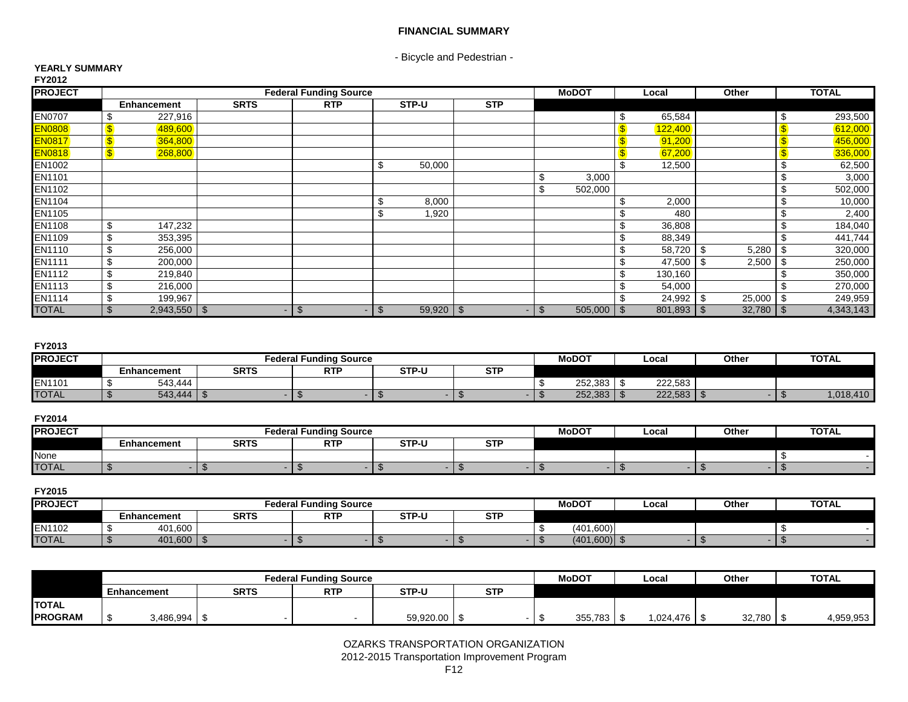# FINANCIAL SUMMARY

- Bicycle and Pedestrian -

**YEARLY SUMMARY**

**FY2012**

| PROJECT | Federal Funding Source | | | | | MoDOT | Local | Other | TOTAL |
|---|---|---|---|---|---|---|---|---|---|
| | Enhancement | SRTS | RTP | STP-U | STP | | | | |
| EN0707 | $ 227,916 | | | | | | $ 65,584 | | $ 293,500 |
| EN0808 | $ 489,600 | | | | | | $ 122,400 | | $ 612,000 |
| EN0817 | $ 364,800 | | | | | | $ 91,200 | | $ 456,000 |
| EN0818 | $ 268,800 | | | | | | $ 67,200 | | $ 336,000 |
| EN1002 | | | | $ 50,000 | | | $ 12,500 | | $ 62,500 |
| EN1101 | | | | | | $ 3,000 | | | $ 3,000 |
| EN1102 | | | | | | $ 502,000 | | | $ 502,000 |
| EN1104 | | | | $ 8,000 | | | $ 2,000 | | $ 10,000 |
| EN1105 | | | | $ 1,920 | | | $ 480 | | $ 2,400 |
| EN1108 | $ 147,232 | | | | | | $ 36,808 | | $ 184,040 |
| EN1109 | $ 353,395 | | | | | | $ 88,349 | | $ 441,744 |
| EN1110 | $ 256,000 | | | | | | $ 58,720 | $ 5,280 | $ 320,000 |
| EN1111 | $ 200,000 | | | | | | $ 47,500 | $ 2,500 | $ 250,000 |
| EN1112 | $ 219,840 | | | | | | $ 130,160 | | $ 350,000 |
| EN1113 | $ 216,000 | | | | | | $ 54,000 | | $ 270,000 |
| EN1114 | $ 199,967 | | | | | | $ 24,992 | $ 25,000 | $ 249,959 |
| TOTAL | $ 2,943,550 | $ - | $ - | $ 59,920 | $ - | $ 505,000 | $ 801,893 | $ 32,780 | $ 4,343,143 |

**FY2013**

| PROJECT | Federal Funding Source | | | | | MoDOT | Local | Other | TOTAL |
|---|---|---|---|---|---|---|---|---|---|
| | Enhancement | SRTS | RTP | STP-U | STP | | | | |
| EN1101 | $ 543,444 | | | | | $ 252,383 | $ 222,583 | | |
| TOTAL | $ 543,444 | $ - | $ - | $ - | $ - | $ 252,383 | $ 222,583 | $ - | $ 1,018,410 |

**FY2014**

| PROJECT | Federal Funding Source | | | | | MoDOT | Local | Other | TOTAL |
|---|---|---|---|---|---|---|---|---|---|
| | Enhancement | SRTS | RTP | STP-U | STP | | | | |
| None | | | | | | | | | $ - |
| TOTAL | $ - | $ - | $ - | $ - | $ - | $ - | $ - | $ - | $ - |

**FY2015**

| PROJECT | Federal Funding Source | | | | | MoDOT | Local | Other | TOTAL |
|---|---|---|---|---|---|---|---|---|---|
| | Enhancement | SRTS | RTP | STP-U | STP | | | | |
| EN1102 | $ 401,600 | | | | | $ (401,600) | | | $ - |
| TOTAL | $ 401,600 | $ - | $ - | $ - | $ - | $ (401,600) | $ - | $ - | $ - |

| | Federal Funding Source | | | | | MoDOT | Local | Other | TOTAL |
|---|---|---|---|---|---|---|---|---|---|
| | Enhancement | SRTS | RTP | STP-U | STP | | | | |
| TOTAL PROGRAM | $ 3,486,994 | $ - | - | 59,920.00 | $ - | $ 355,783 | $ 1,024,476 | $ 32,780 | $ 4,959,953 |

OZARKS TRANSPORTATION ORGANIZATION
2012-2015 Transportation Improvement Program
F12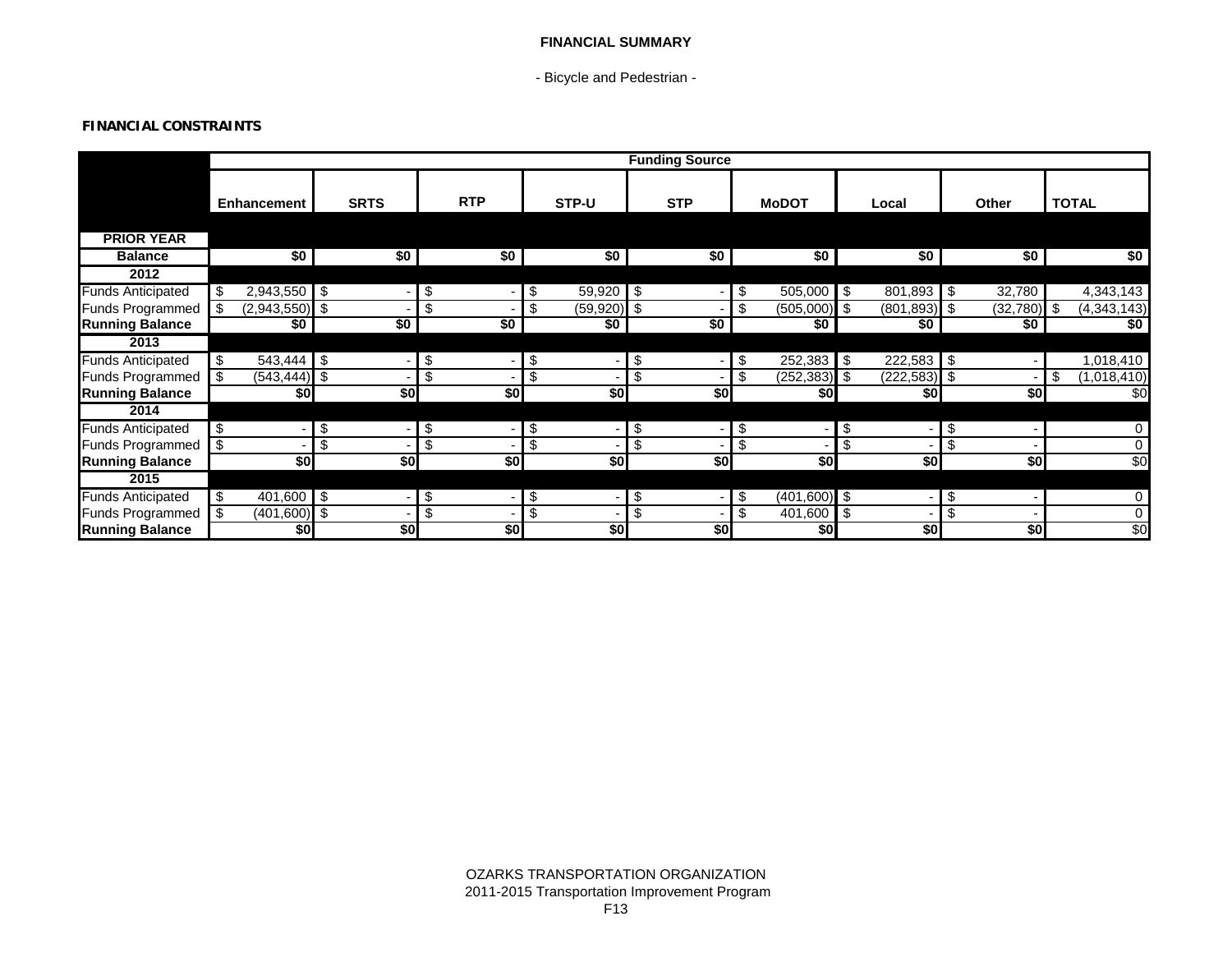## FINANCIAL SUMMARY

- Bicycle and Pedestrian -

**FINANCIAL CONSTRAINTS**

| | Funding Source | | | | | | | | |
|---|---|---|---|---|---|---|---|---|---|
| | Enhancement | SRTS | RTP | STP-U | STP | MoDOT | Local | Other | TOTAL |
| **PRIOR YEAR** | | | | | | | | | |
| **Balance** | $0 | $0 | $0 | $0 | $0 | $0 | $0 | $0 | $0 |
| **2012** | | | | | | | | | |
| Funds Anticipated | $ 2,943,550 | $ - | $ - | $ 59,920 | $ - | $ 505,000 | $ 801,893 | $ 32,780 | 4,343,143 |
| Funds Programmed | $ (2,943,550) | $ - | $ - | $ (59,920) | $ - | $ (505,000) | $ (801,893) | $ (32,780) | $ (4,343,143) |
| **Running Balance** | $0 | $0 | $0 | $0 | $0 | $0 | $0 | $0 | $0 |
| **2013** | | | | | | | | | |
| Funds Anticipated | $ 543,444 | $ - | $ - | $ - | $ - | $ 252,383 | $ 222,583 | $ - | 1,018,410 |
| Funds Programmed | $ (543,444) | $ - | $ - | $ - | $ - | $ (252,383) | $ (222,583) | $ - | $ (1,018,410) |
| **Running Balance** | $0 | $0 | $0 | $0 | $0 | $0 | $0 | $0 | $0 |
| **2014** | | | | | | | | | |
| Funds Anticipated | $ - | $ - | $ - | $ - | $ - | $ - | $ - | $ - | 0 |
| Funds Programmed | $ - | $ - | $ - | $ - | $ - | $ - | $ - | $ - | 0 |
| **Running Balance** | $0 | $0 | $0 | $0 | $0 | $0 | $0 | $0 | $0 |
| **2015** | | | | | | | | | |
| Funds Anticipated | $ 401,600 | $ - | $ - | $ - | $ - | $ (401,600) | $ - | $ - | 0 |
| Funds Programmed | $ (401,600) | $ - | $ - | $ - | $ - | $ 401,600 | $ - | $ - | 0 |
| **Running Balance** | $0 | $0 | $0 | $0 | $0 | $0 | $0 | $0 | $0 |